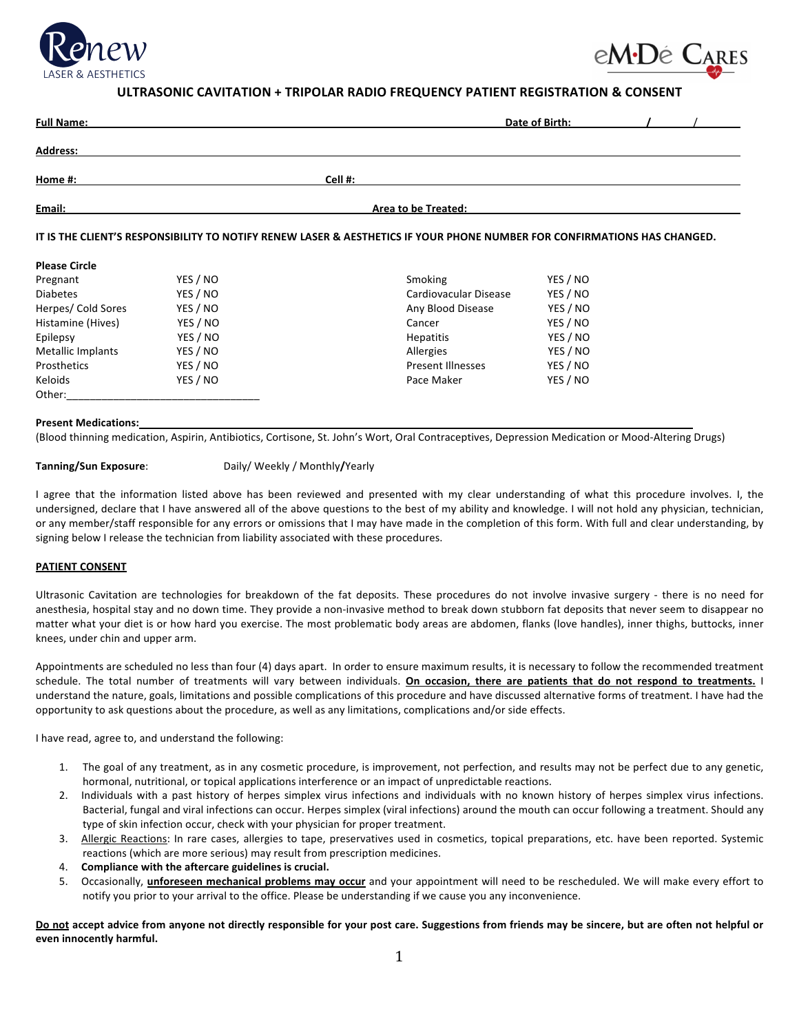Renew LASER & AESTHETICS

eM·Dé CARES

## ULTRASONIC CAVITATION + TRIPOLAR RADIO FREQUENCY PATIENT REGISTRATION & CONSENT

**Full Name:** ______________________________ **Date of Birth:** ____/____/____

**Address:** ______________________________

**Home #:** ______________________________ **Cell #:** ______________________________

**Email:** ______________________________ **Area to be Treated:** ______________________________

**IT IS THE CLIENT'S RESPONSIBILITY TO NOTIFY RENEW LASER & AESTHETICS IF YOUR PHONE NUMBER FOR CONFIRMATIONS HAS CHANGED.**

**Please Circle**

| | | | |
|---|---|---|---|
| Pregnant | YES / NO | Smoking | YES / NO |
| Diabetes | YES / NO | Cardiovacular Disease | YES / NO |
| Herpes/ Cold Sores | YES / NO | Any Blood Disease | YES / NO |
| Histamine (Hives) | YES / NO | Cancer | YES / NO |
| Epilepsy | YES / NO | Hepatitis | YES / NO |
| Metallic Implants | YES / NO | Allergies | YES / NO |
| Prosthetics | YES / NO | Present Illnesses | YES / NO |
| Keloids | YES / NO | Pace Maker | YES / NO |

Other:________________________________

**Present Medications:** ______________________________

(Blood thinning medication, Aspirin, Antibiotics, Cortisone, St. John's Wort, Oral Contraceptives, Depression Medication or Mood-Altering Drugs)

**Tanning/Sun Exposure**: Daily/ Weekly / Monthly/Yearly

I agree that the information listed above has been reviewed and presented with my clear understanding of what this procedure involves. I, the undersigned, declare that I have answered all of the above questions to the best of my ability and knowledge. I will not hold any physician, technician, or any member/staff responsible for any errors or omissions that I may have made in the completion of this form. With full and clear understanding, by signing below I release the technician from liability associated with these procedures.

**PATIENT CONSENT**

Ultrasonic Cavitation are technologies for breakdown of the fat deposits. These procedures do not involve invasive surgery - there is no need for anesthesia, hospital stay and no down time. They provide a non-invasive method to break down stubborn fat deposits that never seem to disappear no matter what your diet is or how hard you exercise. The most problematic body areas are abdomen, flanks (love handles), inner thighs, buttocks, inner knees, under chin and upper arm.

Appointments are scheduled no less than four (4) days apart. In order to ensure maximum results, it is necessary to follow the recommended treatment schedule. The total number of treatments will vary between individuals. **On occasion, there are patients that do not respond to treatments.** I understand the nature, goals, limitations and possible complications of this procedure and have discussed alternative forms of treatment. I have had the opportunity to ask questions about the procedure, as well as any limitations, complications and/or side effects.

I have read, agree to, and understand the following:

1. The goal of any treatment, as in any cosmetic procedure, is improvement, not perfection, and results may not be perfect due to any genetic, hormonal, nutritional, or topical applications interference or an impact of unpredictable reactions.
2. Individuals with a past history of herpes simplex virus infections and individuals with no known history of herpes simplex virus infections. Bacterial, fungal and viral infections can occur. Herpes simplex (viral infections) around the mouth can occur following a treatment. Should any type of skin infection occur, check with your physician for proper treatment.
3. Allergic Reactions: In rare cases, allergies to tape, preservatives used in cosmetics, topical preparations, etc. have been reported. Systemic reactions (which are more serious) may result from prescription medicines.
4. **Compliance with the aftercare guidelines is crucial.**
5. Occasionally, **unforeseen mechanical problems may occur** and your appointment will need to be rescheduled. We will make every effort to notify you prior to your arrival to the office. Please be understanding if we cause you any inconvenience.

**Do not accept advice from anyone not directly responsible for your post care. Suggestions from friends may be sincere, but are often not helpful or even innocently harmful.**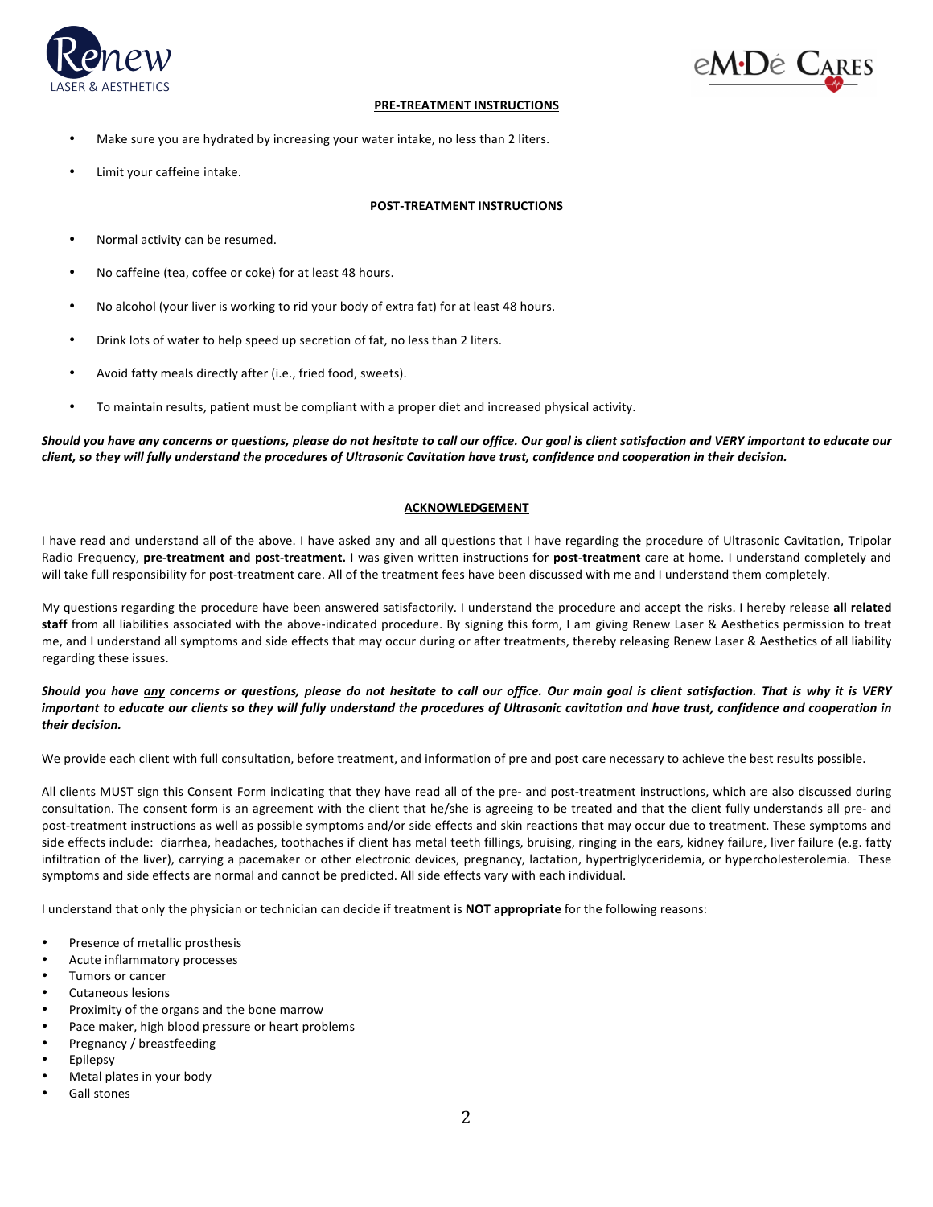## PRE-TREATMENT INSTRUCTIONS

- Make sure you are hydrated by increasing your water intake, no less than 2 liters.
- Limit your caffeine intake.

## POST-TREATMENT INSTRUCTIONS

- Normal activity can be resumed.
- No caffeine (tea, coffee or coke) for at least 48 hours.
- No alcohol (your liver is working to rid your body of extra fat) for at least 48 hours.
- Drink lots of water to help speed up secretion of fat, no less than 2 liters.
- Avoid fatty meals directly after (i.e., fried food, sweets).
- To maintain results, patient must be compliant with a proper diet and increased physical activity.

***Should you have any concerns or questions, please do not hesitate to call our office. Our goal is client satisfaction and VERY important to educate our client, so they will fully understand the procedures of Ultrasonic Cavitation have trust, confidence and cooperation in their decision.***

## ACKNOWLEDGEMENT

I have read and understand all of the above. I have asked any and all questions that I have regarding the procedure of Ultrasonic Cavitation, Tripolar Radio Frequency, **pre-treatment and post-treatment.** I was given written instructions for **post-treatment** care at home. I understand completely and will take full responsibility for post-treatment care. All of the treatment fees have been discussed with me and I understand them completely.

My questions regarding the procedure have been answered satisfactorily. I understand the procedure and accept the risks. I hereby release **all related staff** from all liabilities associated with the above-indicated procedure. By signing this form, I am giving Renew Laser & Aesthetics permission to treat me, and I understand all symptoms and side effects that may occur during or after treatments, thereby releasing Renew Laser & Aesthetics of all liability regarding these issues.

***Should you have <u>any</u> concerns or questions, please do not hesitate to call our office. Our main goal is client satisfaction. That is why it is VERY important to educate our clients so they will fully understand the procedures of Ultrasonic cavitation and have trust, confidence and cooperation in their decision.***

We provide each client with full consultation, before treatment, and information of pre and post care necessary to achieve the best results possible.

All clients MUST sign this Consent Form indicating that they have read all of the pre- and post-treatment instructions, which are also discussed during consultation. The consent form is an agreement with the client that he/she is agreeing to be treated and that the client fully understands all pre- and post-treatment instructions as well as possible symptoms and/or side effects and skin reactions that may occur due to treatment. These symptoms and side effects include: diarrhea, headaches, toothaches if client has metal teeth fillings, bruising, ringing in the ears, kidney failure, liver failure (e.g. fatty infiltration of the liver), carrying a pacemaker or other electronic devices, pregnancy, lactation, hypertriglyceridemia, or hypercholesterolemia. These symptoms and side effects are normal and cannot be predicted. All side effects vary with each individual.

I understand that only the physician or technician can decide if treatment is **NOT appropriate** for the following reasons:

- Presence of metallic prosthesis
- Acute inflammatory processes
- Tumors or cancer
- Cutaneous lesions
- Proximity of the organs and the bone marrow
- Pace maker, high blood pressure or heart problems
- Pregnancy / breastfeeding
- Epilepsy
- Metal plates in your body
- Gall stones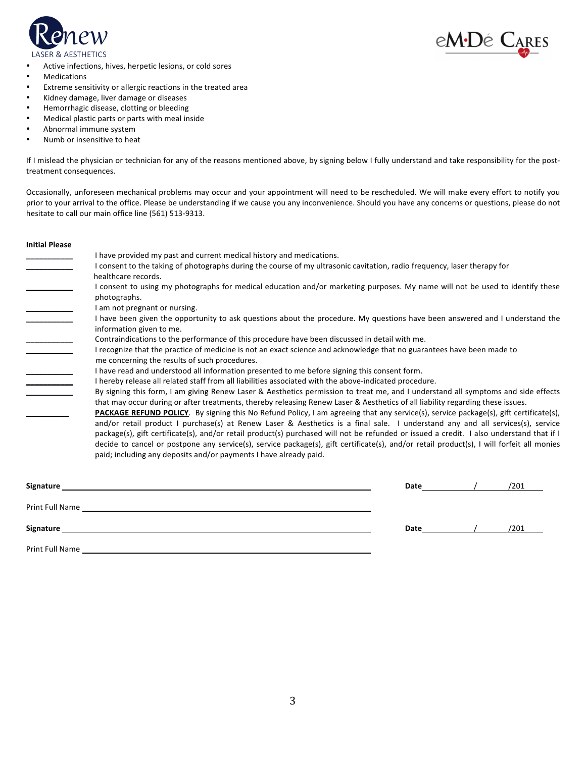- Active infections, hives, herpetic lesions, or cold sores
- Medications
- Extreme sensitivity or allergic reactions in the treated area
- Kidney damage, liver damage or diseases
- Hemorrhagic disease, clotting or bleeding
- Medical plastic parts or parts with meal inside
- Abnormal immune system
- Numb or insensitive to heat

If I mislead the physician or technician for any of the reasons mentioned above, by signing below I fully understand and take responsibility for the post-treatment consequences.

Occasionally, unforeseen mechanical problems may occur and your appointment will need to be rescheduled. We will make every effort to notify you prior to your arrival to the office. Please be understanding if we cause you any inconvenience. Should you have any concerns or questions, please do not hesitate to call our main office line (561) 513-9313.

**Initial Please**

__________ I have provided my past and current medical history and medications.

__________ I consent to the taking of photographs during the course of my ultrasonic cavitation, radio frequency, laser therapy for healthcare records.

__________ I consent to using my photographs for medical education and/or marketing purposes. My name will not be used to identify these photographs.

__________ I am not pregnant or nursing.

__________ I have been given the opportunity to ask questions about the procedure. My questions have been answered and I understand the information given to me.

__________ Contraindications to the performance of this procedure have been discussed in detail with me.

__________ I recognize that the practice of medicine is not an exact science and acknowledge that no guarantees have been made to me concerning the results of such procedures.

__________ I have read and understood all information presented to me before signing this consent form.

__________ I hereby release all related staff from all liabilities associated with the above-indicated procedure.

__________ By signing this form, I am giving Renew Laser & Aesthetics permission to treat me, and I understand all symptoms and side effects that may occur during or after treatments, thereby releasing Renew Laser & Aesthetics of all liability regarding these issues.

__________ **PACKAGE REFUND POLICY**. By signing this No Refund Policy, I am agreeing that any service(s), service package(s), gift certificate(s), and/or retail product I purchase(s) at Renew Laser & Aesthetics is a final sale. I understand any and all services(s), service package(s), gift certificate(s), and/or retail product(s) purchased will not be refunded or issued a credit. I also understand that if I decide to cancel or postpone any service(s), service package(s), gift certificate(s), and/or retail product(s), I will forfeit all monies paid; including any deposits and/or payments I have already paid.

**Signature** ____________________________________________ **Date** ________/______/201____

Print Full Name ____________________________________________

**Signature** ____________________________________________ **Date** ________/______/201____

Print Full Name ____________________________________________